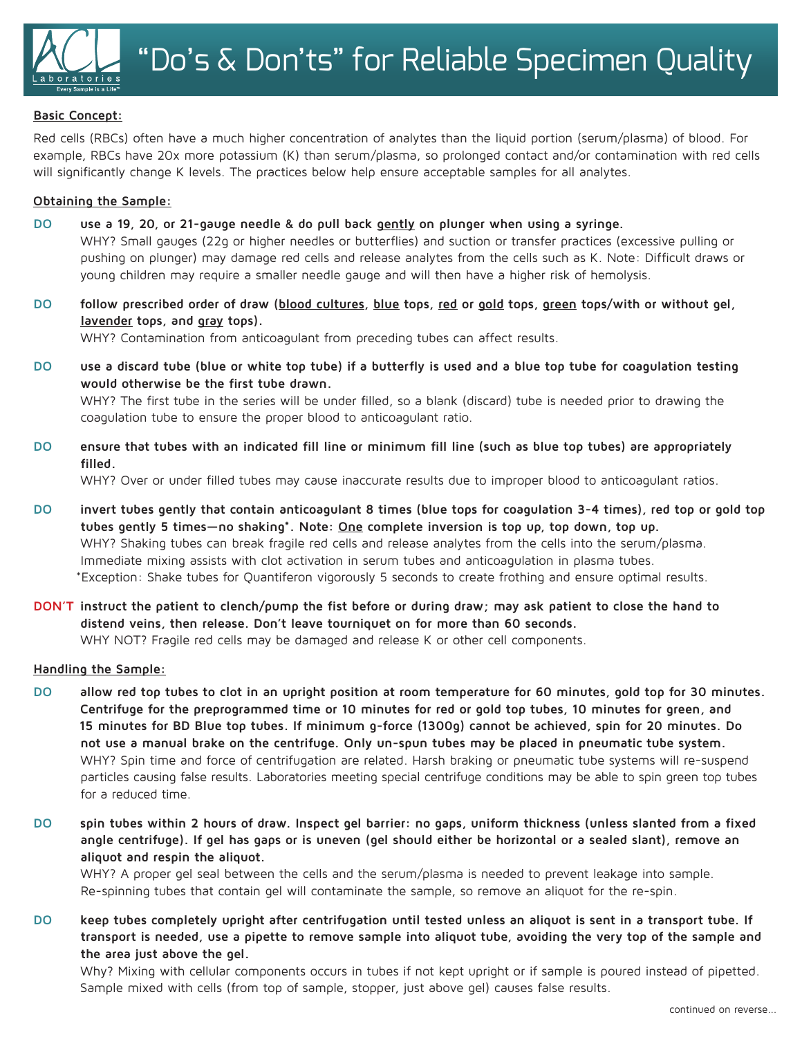# "Do's & Don'ts" for Reliable Specimen Quality

**Basic Concept:**

Red cells (RBCs) often have a much higher concentration of analytes than the liquid portion (serum/plasma) of blood. For example, RBCs have 20x more potassium (K) than serum/plasma, so prolonged contact and/or contamination with red cells will significantly change K levels. The practices below help ensure acceptable samples for all analytes.

**Obtaining the Sample:**

**DO** **use a 19, 20, or 21-gauge needle & do pull back gently on plunger when using a syringe.**
WHY? Small gauges (22g or higher needles or butterflies) and suction or transfer practices (excessive pulling or pushing on plunger) may damage red cells and release analytes from the cells such as K. Note: Difficult draws or young children may require a smaller needle gauge and will then have a higher risk of hemolysis.

**DO** **follow prescribed order of draw (blood cultures, blue tops, red or gold tops, green tops/with or without gel, lavender tops, and gray tops).**
WHY? Contamination from anticoagulant from preceding tubes can affect results.

**DO** **use a discard tube (blue or white top tube) if a butterfly is used and a blue top tube for coagulation testing would otherwise be the first tube drawn.**
WHY? The first tube in the series will be under filled, so a blank (discard) tube is needed prior to drawing the coagulation tube to ensure the proper blood to anticoagulant ratio.

**DO** **ensure that tubes with an indicated fill line or minimum fill line (such as blue top tubes) are appropriately filled.**
WHY? Over or under filled tubes may cause inaccurate results due to improper blood to anticoagulant ratios.

**DO** **invert tubes gently that contain anticoagulant 8 times (blue tops for coagulation 3-4 times), red top or gold top tubes gently 5 times—no shaking\*. Note: One complete inversion is top up, top down, top up.**
WHY? Shaking tubes can break fragile red cells and release analytes from the cells into the serum/plasma. Immediate mixing assists with clot activation in serum tubes and anticoagulation in plasma tubes.
\*Exception: Shake tubes for Quantiferon vigorously 5 seconds to create frothing and ensure optimal results.

**DON'T** **instruct the patient to clench/pump the fist before or during draw; may ask patient to close the hand to distend veins, then release. Don't leave tourniquet on for more than 60 seconds.**
WHY NOT? Fragile red cells may be damaged and release K or other cell components.

**Handling the Sample:**

**DO** **allow red top tubes to clot in an upright position at room temperature for 60 minutes, gold top for 30 minutes. Centrifuge for the preprogrammed time or 10 minutes for red or gold top tubes, 10 minutes for green, and 15 minutes for BD Blue top tubes. If minimum g-force (1300g) cannot be achieved, spin for 20 minutes. Do not use a manual brake on the centrifuge. Only un-spun tubes may be placed in pneumatic tube system.**
WHY? Spin time and force of centrifugation are related. Harsh braking or pneumatic tube systems will re-suspend particles causing false results. Laboratories meeting special centrifuge conditions may be able to spin green top tubes for a reduced time.

**DO** **spin tubes within 2 hours of draw. Inspect gel barrier: no gaps, uniform thickness (unless slanted from a fixed angle centrifuge). If gel has gaps or is uneven (gel should either be horizontal or a sealed slant), remove an aliquot and respin the aliquot.**
WHY? A proper gel seal between the cells and the serum/plasma is needed to prevent leakage into sample. Re-spinning tubes that contain gel will contaminate the sample, so remove an aliquot for the re-spin.

**DO** **keep tubes completely upright after centrifugation until tested unless an aliquot is sent in a transport tube. If transport is needed, use a pipette to remove sample into aliquot tube, avoiding the very top of the sample and the area just above the gel.**
Why? Mixing with cellular components occurs in tubes if not kept upright or if sample is poured instead of pipetted. Sample mixed with cells (from top of sample, stopper, just above gel) causes false results.

continued on reverse...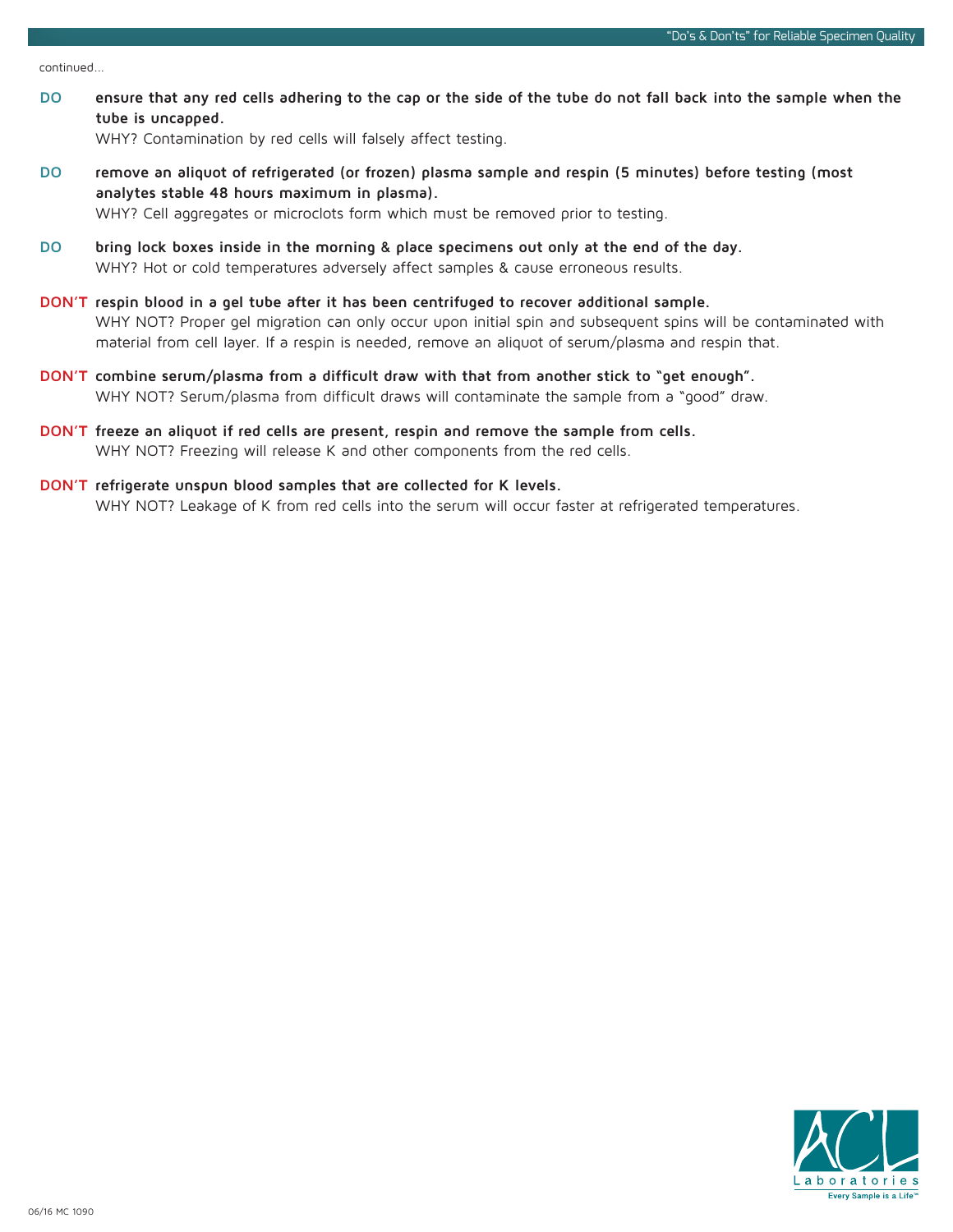continued...

**DO** **ensure that any red cells adhering to the cap or the side of the tube do not fall back into the sample when the tube is uncapped.**
WHY? Contamination by red cells will falsely affect testing.

**DO** **remove an aliquot of refrigerated (or frozen) plasma sample and respin (5 minutes) before testing (most analytes stable 48 hours maximum in plasma).**
WHY? Cell aggregates or microclots form which must be removed prior to testing.

**DO** **bring lock boxes inside in the morning & place specimens out only at the end of the day.**
WHY? Hot or cold temperatures adversely affect samples & cause erroneous results.

**DON'T** **respin blood in a gel tube after it has been centrifuged to recover additional sample.**
WHY NOT? Proper gel migration can only occur upon initial spin and subsequent spins will be contaminated with material from cell layer. If a respin is needed, remove an aliquot of serum/plasma and respin that.

**DON'T** **combine serum/plasma from a difficult draw with that from another stick to "get enough".**
WHY NOT? Serum/plasma from difficult draws will contaminate the sample from a "good" draw.

**DON'T** **freeze an aliquot if red cells are present, respin and remove the sample from cells.**
WHY NOT? Freezing will release K and other components from the red cells.

**DON'T** **refrigerate unspun blood samples that are collected for K levels.**
WHY NOT? Leakage of K from red cells into the serum will occur faster at refrigerated temperatures.

ACL Laboratories
Every Sample is a Life™

06/16 MC 1090